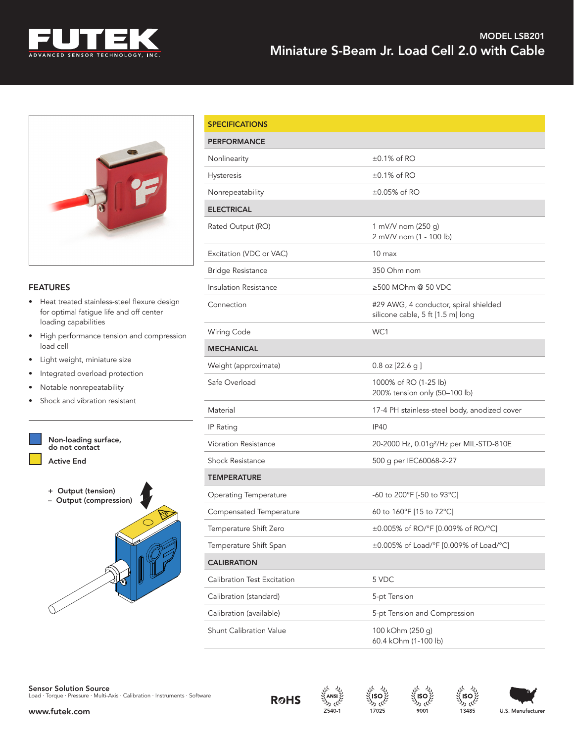# FUTEK

ADVANCED SENSOR TECHNOLOGY, INC.

MODEL LSB201

## Miniature S-Beam Jr. Load Cell 2.0 with Cable

### FEATURES

- Heat treated stainless-steel flexure design for optimal fatigue life and off center loading capabilities
- High performance tension and compression load cell
- Light weight, miniature size
- Integrated overload protection
- Notable nonrepeatability
- Shock and vibration resistant

Non-loading surface, do not contact

Active End

\+ Output (tension)
– Output (compression)

| SPECIFICATIONS | |
|---|---|
| **PERFORMANCE** | |
| Nonlinearity | ±0.1% of RO |
| Hysteresis | ±0.1% of RO |
| Nonrepeatability | ±0.05% of RO |
| **ELECTRICAL** | |
| Rated Output (RO) | 1 mV/V nom (250 g)<br>2 mV/V nom (1 - 100 lb) |
| Excitation (VDC or VAC) | 10 max |
| Bridge Resistance | 350 Ohm nom |
| Insulation Resistance | ≥500 MOhm @ 50 VDC |
| Connection | #29 AWG, 4 conductor, spiral shielded silicone cable, 5 ft [1.5 m] long |
| Wiring Code | WC1 |
| **MECHANICAL** | |
| Weight (approximate) | 0.8 oz [22.6 g ] |
| Safe Overload | 1000% of RO (1-25 lb)<br>200% tension only (50–100 lb) |
| Material | 17-4 PH stainless-steel body, anodized cover |
| IP Rating | IP40 |
| Vibration Resistance | 20-2000 Hz, 0.01g²/Hz per MIL-STD-810E |
| Shock Resistance | 500 g per IEC60068-2-27 |
| **TEMPERATURE** | |
| Operating Temperature | -60 to 200°F [-50 to 93°C] |
| Compensated Temperature | 60 to 160°F [15 to 72°C] |
| Temperature Shift Zero | ±0.005% of RO/°F [0.009% of RO/°C] |
| Temperature Shift Span | ±0.005% of Load/°F [0.009% of Load/°C] |
| **CALIBRATION** | |
| Calibration Test Excitation | 5 VDC |
| Calibration (standard) | 5-pt Tension |
| Calibration (available) | 5-pt Tension and Compression |
| Shunt Calibration Value | 100 kOhm (250 g)<br>60.4 kOhm (1-100 lb) |

**Sensor Solution Source**
Load · Torque · Pressure · Multi-Axis · Calibration · Instruments · Software

www.futek.com

RoHS · ANSI Z540-1 · ISO 17025 · ISO 9001 · ISO 13485 · U.S. Manufacturer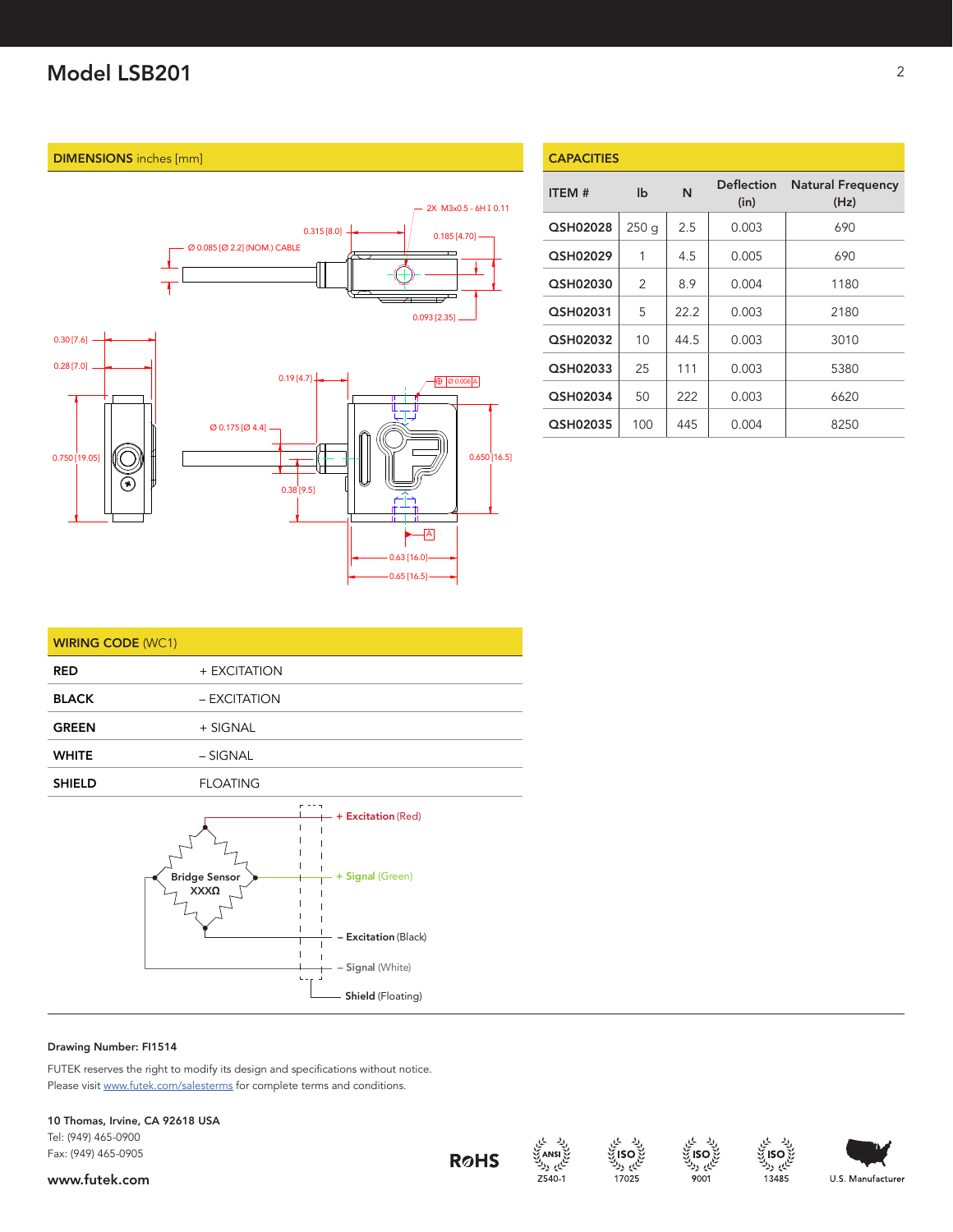## DIMENSIONS inches [mm]

2X M3x0.5 - 6H ⫰ 0.11

0.315 [8.0]

0.185 [4.70]

Ø 0.085 [Ø 2.2] (NOM.) CABLE

0.093 [2.35]

0.30 [7.6]

0.28 [7.0]

0.19 [4.7]

⌖ Ø 0.006 A

Ø 0.175 [Ø 4.4]

0.750 [19.05]

0.650 [16.5]

0.38 [9.5]

A

0.63 [16.0]

0.65 [16.5]

## CAPACITIES

| ITEM # | lb | N | Deflection (in) | Natural Frequency (Hz) |
|---|---|---|---|---|
| QSH02028 | 250 g | 2.5 | 0.003 | 690 |
| QSH02029 | 1 | 4.5 | 0.005 | 690 |
| QSH02030 | 2 | 8.9 | 0.004 | 1180 |
| QSH02031 | 5 | 22.2 | 0.003 | 2180 |
| QSH02032 | 10 | 44.5 | 0.003 | 3010 |
| QSH02033 | 25 | 111 | 0.003 | 5380 |
| QSH02034 | 50 | 222 | 0.003 | 6620 |
| QSH02035 | 100 | 445 | 0.004 | 8250 |

## WIRING CODE (WC1)

| | |
|---|---|
| **RED** | + EXCITATION |
| **BLACK** | – EXCITATION |
| **GREEN** | + SIGNAL |
| **WHITE** | – SIGNAL |
| **SHIELD** | FLOATING |

Bridge Sensor
XXXΩ

+ **Excitation** (Red)

+ **Signal** (Green)

– **Excitation** (Black)

– **Signal** (White)

**Shield** (Floating)

**Drawing Number: FI1514**

FUTEK reserves the right to modify its design and specifications without notice.
Please visit www.futek.com/salesterms for complete terms and conditions.

**10 Thomas, Irvine, CA 92618 USA**
Tel: (949) 465-0900
Fax: (949) 465-0905

**www.futek.com**

RoHS

ANSI Z540-1

ISO 17025

ISO 9001

ISO 13485

U.S. Manufacturer